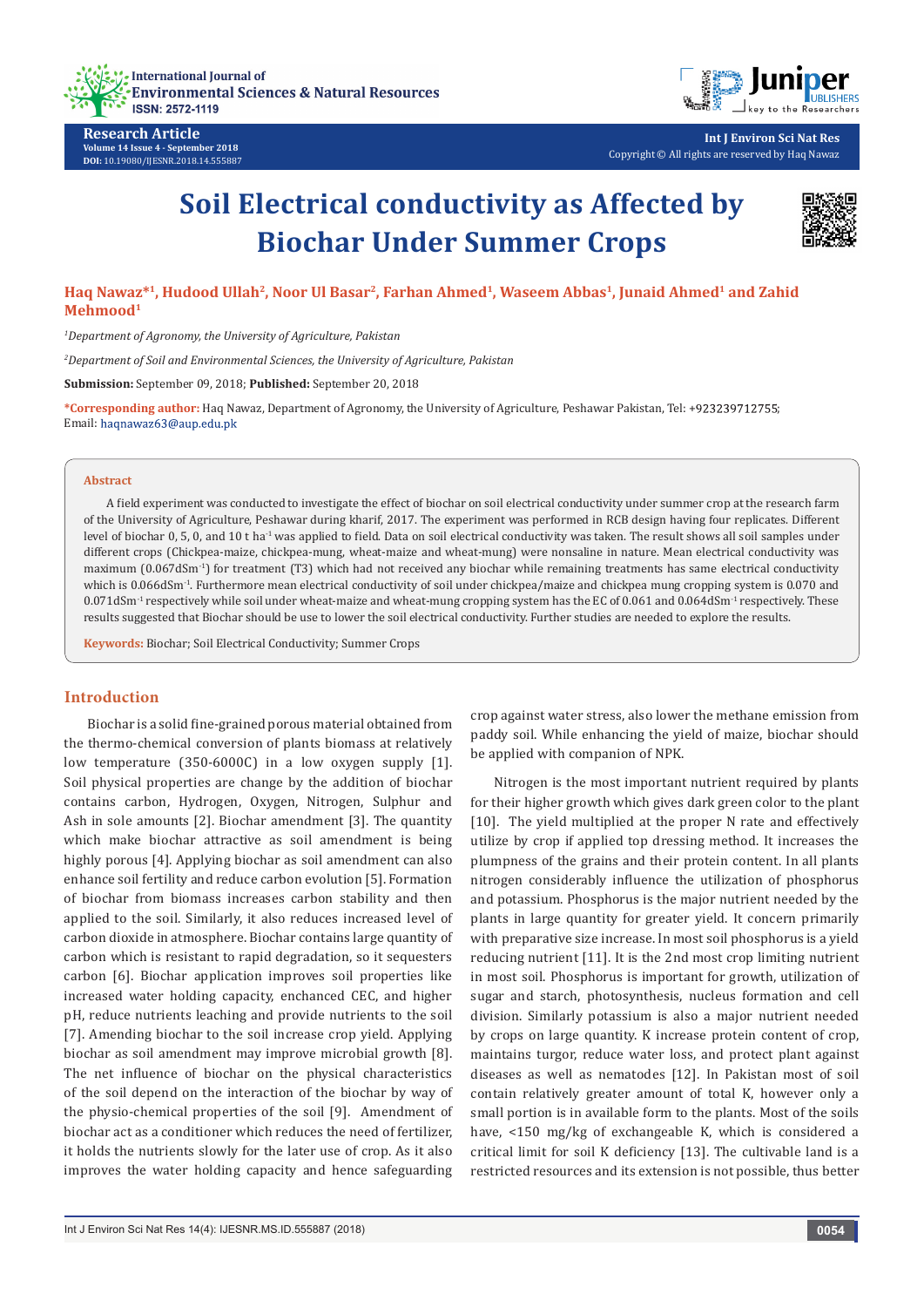Research Article
Volume 14 Issue 4 - September 2018
DOI: 10.19080/IJESNR.2018.14.555887

Int J Environ Sci Nat Res
Copyright © All rights are reserved by Haq Nawaz

# Soil Electrical conductivity as Affected by Biochar Under Summer Crops

**Haq Nawaz*[1], Hudood Ullah[2], Noor Ul Basar[2], Farhan Ahmed[1], Waseem Abbas[1], Junaid Ahmed[1] and Zahid Mehmood[1]**

*[1]Department of Agronomy, the University of Agriculture, Pakistan*

*[2]Department of Soil and Environmental Sciences, the University of Agriculture, Pakistan*

**Submission:** September 09, 2018; **Published:** September 20, 2018

***Corresponding author:** Haq Nawaz, Department of Agronomy, the University of Agriculture, Peshawar Pakistan, Tel: +923239712755; Email: haqnawaz63@aup.edu.pk

## Abstract

A field experiment was conducted to investigate the effect of biochar on soil electrical conductivity under summer crop at the research farm of the University of Agriculture, Peshawar during kharif, 2017. The experiment was performed in RCB design having four replicates. Different level of biochar 0, 5, 0, and 10 t ha$^{-1}$ was applied to field. Data on soil electrical conductivity was taken. The result shows all soil samples under different crops (Chickpea-maize, chickpea-mung, wheat-maize and wheat-mung) were nonsaline in nature. Mean electrical conductivity was maximum (0.067dSm$^{-1}$) for treatment (T3) which had not received any biochar while remaining treatments has same electrical conductivity which is 0.066dSm$^{-1}$. Furthermore mean electrical conductivity of soil under chickpea/maize and chickpea mung cropping system is 0.070 and 0.071dSm$^{-1}$ respectively while soil under wheat-maize and wheat-mung cropping system has the EC of 0.061 and 0.064dSm$^{-1}$ respectively. These results suggested that Biochar should be use to lower the soil electrical conductivity. Further studies are needed to explore the results.

**Keywords:** Biochar; Soil Electrical Conductivity; Summer Crops

## Introduction

Biochar is a solid fine-grained porous material obtained from the thermo-chemical conversion of plants biomass at relatively low temperature (350-6000C) in a low oxygen supply [1]. Soil physical properties are change by the addition of biochar contains carbon, Hydrogen, Oxygen, Nitrogen, Sulphur and Ash in sole amounts [2]. Biochar amendment [3]. The quantity which make biochar attractive as soil amendment is being highly porous [4]. Applying biochar as soil amendment can also enhance soil fertility and reduce carbon evolution [5]. Formation of biochar from biomass increases carbon stability and then applied to the soil. Similarly, it also reduces increased level of carbon dioxide in atmosphere. Biochar contains large quantity of carbon which is resistant to rapid degradation, so it sequesters carbon [6]. Biochar application improves soil properties like increased water holding capacity, enchanced CEC, and higher pH, reduce nutrients leaching and provide nutrients to the soil [7]. Amending biochar to the soil increase crop yield. Applying biochar as soil amendment may improve microbial growth [8]. The net influence of biochar on the physical characteristics of the soil depend on the interaction of the biochar by way of the physio-chemical properties of the soil [9]. Amendment of biochar act as a conditioner which reduces the need of fertilizer, it holds the nutrients slowly for the later use of crop. As it also improves the water holding capacity and hence safeguarding crop against water stress, also lower the methane emission from paddy soil. While enhancing the yield of maize, biochar should be applied with companion of NPK.

Nitrogen is the most important nutrient required by plants for their higher growth which gives dark green color to the plant [10]. The yield multiplied at the proper N rate and effectively utilize by crop if applied top dressing method. It increases the plumpness of the grains and their protein content. In all plants nitrogen considerably influence the utilization of phosphorus and potassium. Phosphorus is the major nutrient needed by the plants in large quantity for greater yield. It concern primarily with preparative size increase. In most soil phosphorus is a yield reducing nutrient [11]. It is the 2nd most crop limiting nutrient in most soil. Phosphorus is important for growth, utilization of sugar and starch, photosynthesis, nucleus formation and cell division. Similarly potassium is also a major nutrient needed by crops on large quantity. K increase protein content of crop, maintains turgor, reduce water loss, and protect plant against diseases as well as nematodes [12]. In Pakistan most of soil contain relatively greater amount of total K, however only a small portion is in available form to the plants. Most of the soils have, <150 mg/kg of exchangeable K, which is considered a critical limit for soil K deficiency [13]. The cultivable land is a restricted resources and its extension is not possible, thus better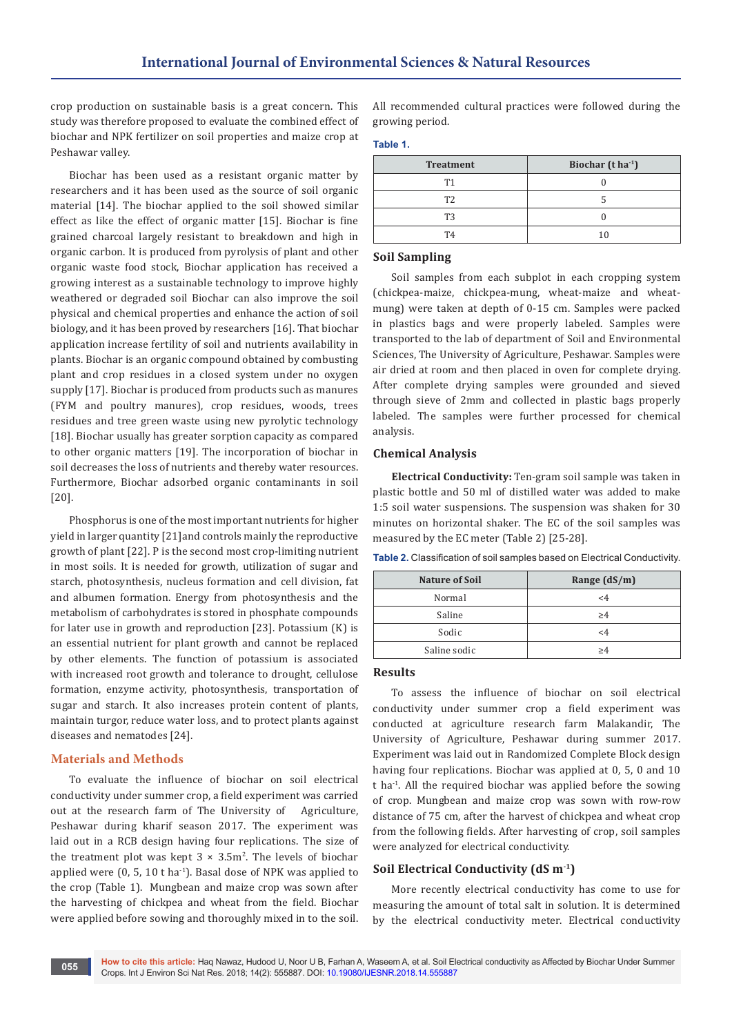crop production on sustainable basis is a great concern. This study was therefore proposed to evaluate the combined effect of biochar and NPK fertilizer on soil properties and maize crop at Peshawar valley.

Biochar has been used as a resistant organic matter by researchers and it has been used as the source of soil organic material [14]. The biochar applied to the soil showed similar effect as like the effect of organic matter [15]. Biochar is fine grained charcoal largely resistant to breakdown and high in organic carbon. It is produced from pyrolysis of plant and other organic waste food stock, Biochar application has received a growing interest as a sustainable technology to improve highly weathered or degraded soil Biochar can also improve the soil physical and chemical properties and enhance the action of soil biology, and it has been proved by researchers [16]. That biochar application increase fertility of soil and nutrients availability in plants. Biochar is an organic compound obtained by combusting plant and crop residues in a closed system under no oxygen supply [17]. Biochar is produced from products such as manures (FYM and poultry manures), crop residues, woods, trees residues and tree green waste using new pyrolytic technology [18]. Biochar usually has greater sorption capacity as compared to other organic matters [19]. The incorporation of biochar in soil decreases the loss of nutrients and thereby water resources. Furthermore, Biochar adsorbed organic contaminants in soil [20].

Phosphorus is one of the most important nutrients for higher yield in larger quantity [21]and controls mainly the reproductive growth of plant [22]. P is the second most crop-limiting nutrient in most soils. It is needed for growth, utilization of sugar and starch, photosynthesis, nucleus formation and cell division, fat and albumen formation. Energy from photosynthesis and the metabolism of carbohydrates is stored in phosphate compounds for later use in growth and reproduction [23]. Potassium (K) is an essential nutrient for plant growth and cannot be replaced by other elements. The function of potassium is associated with increased root growth and tolerance to drought, cellulose formation, enzyme activity, photosynthesis, transportation of sugar and starch. It also increases protein content of plants, maintain turgor, reduce water loss, and to protect plants against diseases and nematodes [24].

## Materials and Methods

To evaluate the influence of biochar on soil electrical conductivity under summer crop, a field experiment was carried out at the research farm of The University of Agriculture, Peshawar during kharif season 2017. The experiment was laid out in a RCB design having four replications. The size of the treatment plot was kept 3 × 3.5m$^2$. The levels of biochar applied were (0, 5, 10 t ha$^{-1}$). Basal dose of NPK was applied to the crop (Table 1). Mungbean and maize crop was sown after the harvesting of chickpea and wheat from the field. Biochar were applied before sowing and thoroughly mixed in to the soil. All recommended cultural practices were followed during the growing period.

**Table 1.**

| Treatment | Biochar (t ha$^{-1}$) |
|---|---|
| T1 | 0 |
| T2 | 5 |
| T3 | 0 |
| T4 | 10 |

### Soil Sampling

Soil samples from each subplot in each cropping system (chickpea-maize, chickpea-mung, wheat-maize and wheat-mung) were taken at depth of 0-15 cm. Samples were packed in plastics bags and were properly labeled. Samples were transported to the lab of department of Soil and Environmental Sciences, The University of Agriculture, Peshawar. Samples were air dried at room and then placed in oven for complete drying. After complete drying samples were grounded and sieved through sieve of 2mm and collected in plastic bags properly labeled. The samples were further processed for chemical analysis.

### Chemical Analysis

**Electrical Conductivity:** Ten-gram soil sample was taken in plastic bottle and 50 ml of distilled water was added to make 1:5 soil water suspensions. The suspension was shaken for 30 minutes on horizontal shaker. The EC of the soil samples was measured by the EC meter (Table 2) [25-28].

**Table 2.** Classification of soil samples based on Electrical Conductivity.

| Nature of Soil | Range (dS/m) |
|---|---|
| Normal | <4 |
| Saline | ≥4 |
| Sodic | <4 |
| Saline sodic | ≥4 |

## Results

To assess the influence of biochar on soil electrical conductivity under summer crop a field experiment was conducted at agriculture research farm Malakandir, The University of Agriculture, Peshawar during summer 2017. Experiment was laid out in Randomized Complete Block design having four replications. Biochar was applied at 0, 5, 0 and 10 t ha$^{-1}$. All the required biochar was applied before the sowing of crop. Mungbean and maize crop was sown with row-row distance of 75 cm, after the harvest of chickpea and wheat crop from the following fields. After harvesting of crop, soil samples were analyzed for electrical conductivity.

### Soil Electrical Conductivity (dS m$^{-1}$)

More recently electrical conductivity has come to use for measuring the amount of total salt in solution. It is determined by the electrical conductivity meter. Electrical conductivity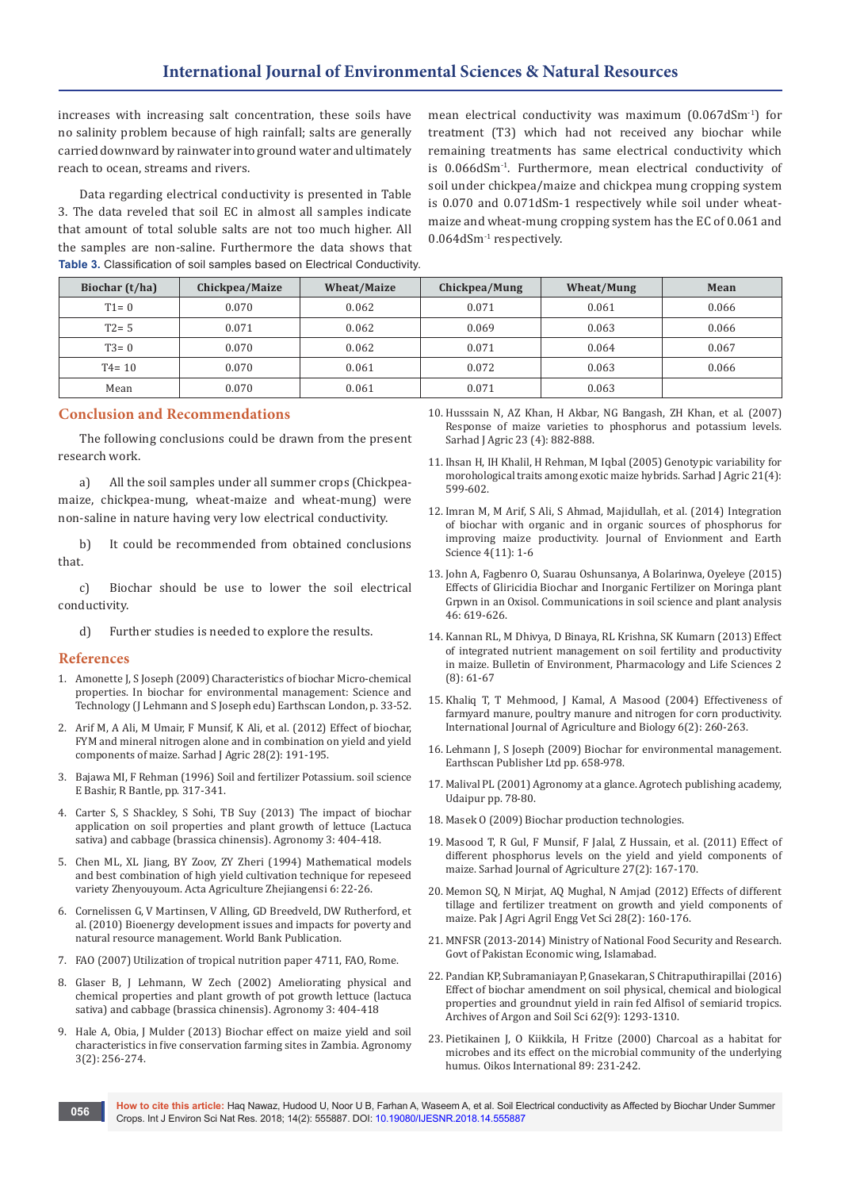increases with increasing salt concentration, these soils have no salinity problem because of high rainfall; salts are generally carried downward by rainwater into ground water and ultimately reach to ocean, streams and rivers.

Data regarding electrical conductivity is presented in Table 3. The data reveled that soil EC in almost all samples indicate that amount of total soluble salts are not too much higher. All the samples are non-saline. Furthermore the data shows that mean electrical conductivity was maximum (0.067dSm$^{-1}$) for treatment (T3) which had not received any biochar while remaining treatments has same electrical conductivity which is 0.066dSm$^{-1}$. Furthermore, mean electrical conductivity of soil under chickpea/maize and chickpea mung cropping system is 0.070 and 0.071dSm-1 respectively while soil under wheat-maize and wheat-mung cropping system has the EC of 0.061 and 0.064dSm$^{-1}$ respectively.

**Table 3.** Classification of soil samples based on Electrical Conductivity.

| Biochar (t/ha) | Chickpea/Maize | Wheat/Maize | Chickpea/Mung | Wheat/Mung | Mean |
|---|---|---|---|---|---|
| T1= 0 | 0.070 | 0.062 | 0.071 | 0.061 | 0.066 |
| T2= 5 | 0.071 | 0.062 | 0.069 | 0.063 | 0.066 |
| T3= 0 | 0.070 | 0.062 | 0.071 | 0.064 | 0.067 |
| T4= 10 | 0.070 | 0.061 | 0.072 | 0.063 | 0.066 |
| Mean | 0.070 | 0.061 | 0.071 | 0.063 | |

## Conclusion and Recommendations

The following conclusions could be drawn from the present research work.

a) All the soil samples under all summer crops (Chickpea-maize, chickpea-mung, wheat-maize and wheat-mung) were non-saline in nature having very low electrical conductivity.

b) It could be recommended from obtained conclusions that.

c) Biochar should be use to lower the soil electrical conductivity.

d) Further studies is needed to explore the results.

## References

1. Amonette J, S Joseph (2009) Characteristics of biochar Micro-chemical properties. In biochar for environmental management: Science and Technology (J Lehmann and S Joseph edu) Earthscan London, p. 33-52.
2. Arif M, A Ali, M Umair, F Munsif, K Ali, et al. (2012) Effect of biochar, FYM and mineral nitrogen alone and in combination on yield and yield components of maize. Sarhad J Agric 28(2): 191-195.
3. Bajawa MI, F Rehman (1996) Soil and fertilizer Potassium. soil science E Bashir, R Bantle, pp. 317-341.
4. Carter S, S Shackley, S Sohi, TB Suy (2013) The impact of biochar application on soil properties and plant growth of lettuce (Lactuca sativa) and cabbage (brassica chinensis). Agronomy 3: 404-418.
5. Chen ML, XL Jiang, BY Zoov, ZY Zheri (1994) Mathematical models and best combination of high yield cultivation technique for repeseed variety Zhenyouyoum. Acta Agriculture Zhejiangensi 6: 22-26.
6. Cornelissen G, V Martinsen, V Alling, GD Breedveld, DW Rutherford, et al. (2010) Bioenergy development issues and impacts for poverty and natural resource management. World Bank Publication.
7. FAO (2007) Utilization of tropical nutrition paper 4711, FAO, Rome.
8. Glaser B, J Lehmann, W Zech (2002) Ameliorating physical and chemical properties and plant growth of pot growth lettuce (lactuca sativa) and cabbage (brassica chinensis). Agronomy 3: 404-418
9. Hale A, Obia, J Mulder (2013) Biochar effect on maize yield and soil characteristics in five conservation farming sites in Zambia. Agronomy 3(2): 256-274.
10. Husssain N, AZ Khan, H Akbar, NG Bangash, ZH Khan, et al. (2007) Response of maize varieties to phosphorus and potassium levels. Sarhad J Agric 23 (4): 882-888.
11. Ihsan H, IH Khalil, H Rehman, M Iqbal (2005) Genotypic variability for morohological traits among exotic maize hybrids. Sarhad J Agric 21(4): 599-602.
12. Imran M, M Arif, S Ali, S Ahmad, Majidullah, et al. (2014) Integration of biochar with organic and in organic sources of phosphorus for improving maize productivity. Journal of Envionment and Earth Science 4(11): 1-6
13. John A, Fagbenro O, Suarau Oshunsanya, A Bolarinwa, Oyeleye (2015) Effects of Gliricidia Biochar and Inorganic Fertilizer on Moringa plant Grpwn in an Oxisol. Communications in soil science and plant analysis 46: 619-626.
14. Kannan RL, M Dhivya, D Binaya, RL Krishna, SK Kumarn (2013) Effect of integrated nutrient management on soil fertility and productivity in maize. Bulletin of Environment, Pharmacology and Life Sciences 2 (8): 61-67
15. Khaliq T, T Mehmood, J Kamal, A Masood (2004) Effectiveness of farmyard manure, poultry manure and nitrogen for corn productivity. International Journal of Agriculture and Biology 6(2): 260-263.
16. Lehmann J, S Joseph (2009) Biochar for environmental management. Earthscan Publisher Ltd pp. 658-978.
17. Malival PL (2001) Agronomy at a glance. Agrotech publishing academy, Udaipur pp. 78-80.
18. Masek O (2009) Biochar production technologies.
19. Masood T, R Gul, F Munsif, F Jalal, Z Hussain, et al. (2011) Effect of different phosphorus levels on the yield and yield components of maize. Sarhad Journal of Agriculture 27(2): 167-170.
20. Memon SQ, N Mirjat, AQ Mughal, N Amjad (2012) Effects of different tillage and fertilizer treatment on growth and yield components of maize. Pak J Agri Agril Engg Vet Sci 28(2): 160-176.
21. MNFSR (2013-2014) Ministry of National Food Security and Research. Govt of Pakistan Economic wing, Islamabad.
22. Pandian KP, Subramaniayan P, Gnasekaran, S Chitraputhirapillai (2016) Effect of biochar amendment on soil physical, chemical and biological properties and groundnut yield in rain fed Alfisol of semiarid tropics. Archives of Argon and Soil Sci 62(9): 1293-1310.
23. Pietikainen J, O Kiikkila, H Fritze (2000) Charcoal as a habitat for microbes and its effect on the microbial community of the underlying humus. Oikos International 89: 231-242.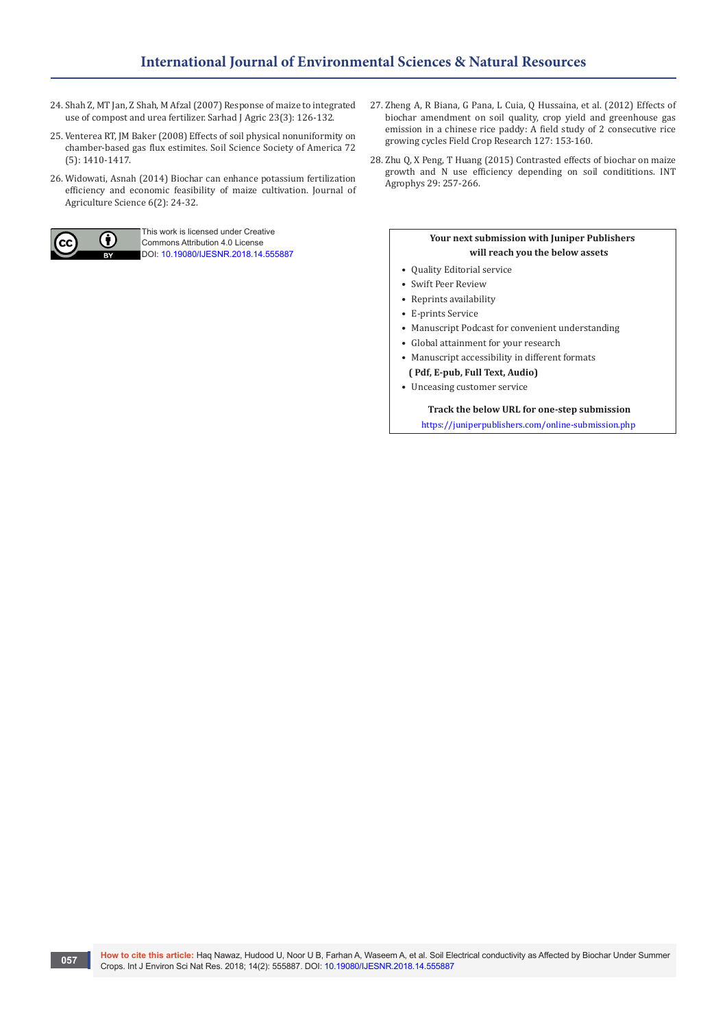24. Shah Z, MT Jan, Z Shah, M Afzal (2007) Response of maize to integrated use of compost and urea fertilizer. Sarhad J Agric 23(3): 126-132.
25. Venterea RT, JM Baker (2008) Effects of soil physical nonuniformity on chamber-based gas flux estimites. Soil Science Society of America 72 (5): 1410-1417.
26. Widowati, Asnah (2014) Biochar can enhance potassium fertilization efficiency and economic feasibility of maize cultivation. Journal of Agriculture Science 6(2): 24-32.
27. Zheng A, R Biana, G Pana, L Cuia, Q Hussaina, et al. (2012) Effects of biochar amendment on soil quality, crop yield and greenhouse gas emission in a chinese rice paddy: A field study of 2 consecutive rice growing cycles Field Crop Research 127: 153-160.
28. Zhu Q, X Peng, T Huang (2015) Contrasted effects of biochar on maize growth and N use efficiency depending on soil condititions. INT Agrophys 29: 257-266.

This work is licensed under Creative Commons Attribution 4.0 License
DOI: 10.19080/IJESNR.2018.14.555887

**Your next submission with Juniper Publishers will reach you the below assets**

- Quality Editorial service
- Swift Peer Review
- Reprints availability
- E-prints Service
- Manuscript Podcast for convenient understanding
- Global attainment for your research
- Manuscript accessibility in different formats
  **( Pdf, E-pub, Full Text, Audio)**
- Unceasing customer service

**Track the below URL for one-step submission**
https://juniperpublishers.com/online-submission.php

**How to cite this article:** Haq Nawaz, Hudood U, Noor U B, Farhan A, Waseem A, et al. Soil Electrical conductivity as Affected by Biochar Under Summer Crops. Int J Environ Sci Nat Res. 2018; 14(2): 555887. DOI: 10.19080/IJESNR.2018.14.555887